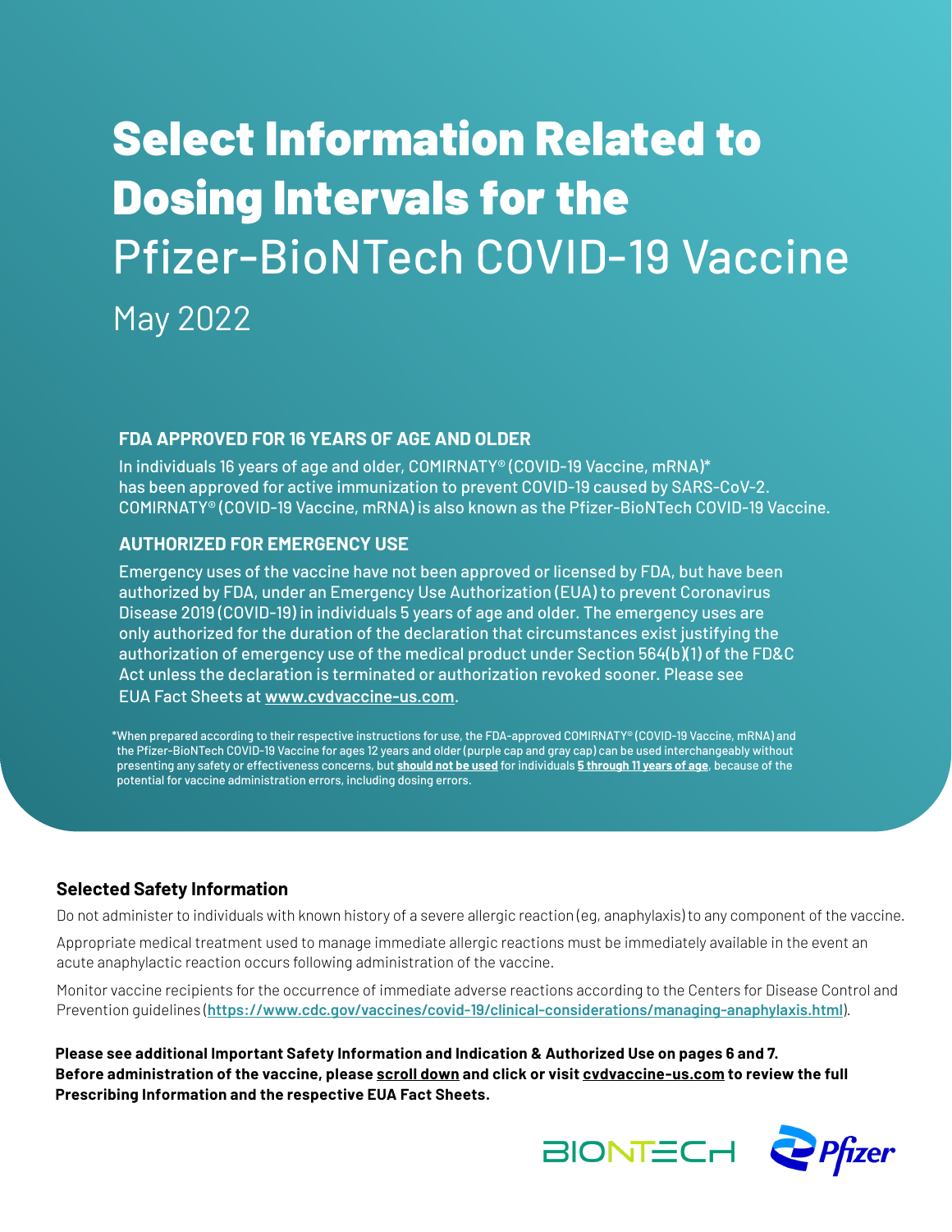# Select Information Related to Dosing Intervals for the Pfizer-BioNTech COVID-19 Vaccine

May 2022

### FDA APPROVED FOR 16 YEARS OF AGE AND OLDER

In individuals 16 years of age and older, COMIRNATY® (COVID-19 Vaccine, mRNA)* has been approved for active immunization to prevent COVID-19 caused by SARS-CoV-2. COMIRNATY® (COVID-19 Vaccine, mRNA) is also known as the Pfizer-BioNTech COVID-19 Vaccine.

### AUTHORIZED FOR EMERGENCY USE

Emergency uses of the vaccine have not been approved or licensed by FDA, but have been authorized by FDA, under an Emergency Use Authorization (EUA) to prevent Coronavirus Disease 2019 (COVID-19) in individuals 5 years of age and older. The emergency uses are only authorized for the duration of the declaration that circumstances exist justifying the authorization of emergency use of the medical product under Section 564(b)(1) of the FD&C Act unless the declaration is terminated or authorization revoked sooner. Please see EUA Fact Sheets at **www.cvdvaccine-us.com**.

*When prepared according to their respective instructions for use, the FDA-approved COMIRNATY® (COVID-19 Vaccine, mRNA) and the Pfizer-BioNTech COVID-19 Vaccine for ages 12 years and older (purple cap and gray cap) can be used interchangeably without presenting any safety or effectiveness concerns, but **should not be used** for individuals **5 through 11 years of age**, because of the potential for vaccine administration errors, including dosing errors.

### Selected Safety Information

Do not administer to individuals with known history of a severe allergic reaction (eg, anaphylaxis) to any component of the vaccine.

Appropriate medical treatment used to manage immediate allergic reactions must be immediately available in the event an acute anaphylactic reaction occurs following administration of the vaccine.

Monitor vaccine recipients for the occurrence of immediate adverse reactions according to the Centers for Disease Control and Prevention guidelines (**https://www.cdc.gov/vaccines/covid-19/clinical-considerations/managing-anaphylaxis.html**).

**Please see additional Important Safety Information and Indication & Authorized Use on pages 6 and 7. Before administration of the vaccine, please scroll down and click or visit cvdvaccine-us.com to review the full Prescribing Information and the respective EUA Fact Sheets.**

BIONTECH Pfizer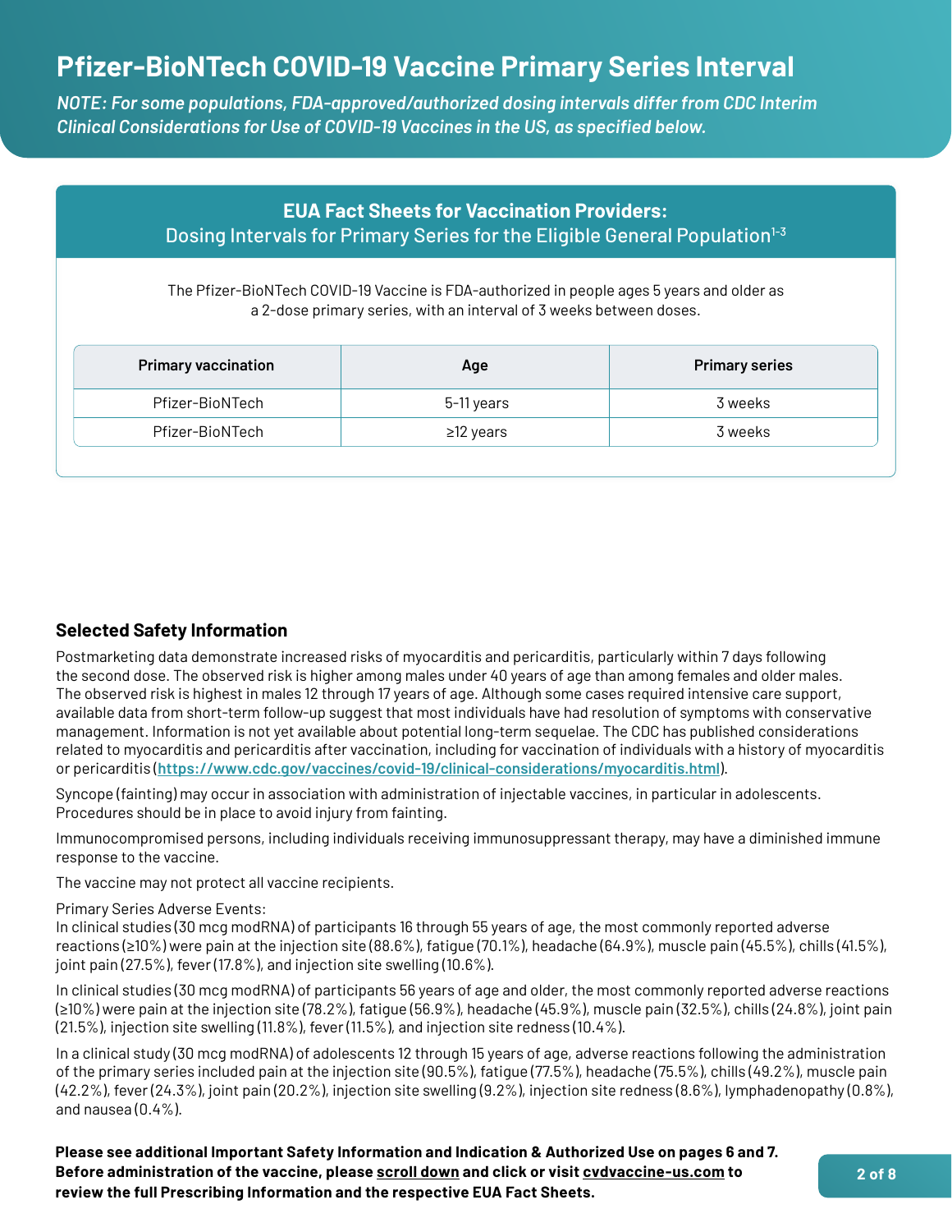# Pfizer-BioNTech COVID-19 Vaccine Primary Series Interval

***NOTE: For some populations, FDA-approved/authorized dosing intervals differ from CDC Interim Clinical Considerations for Use of COVID-19 Vaccines in the US, as specified below.***

## EUA Fact Sheets for Vaccination Providers:

Dosing Intervals for Primary Series for the Eligible General Population[1-3]

The Pfizer-BioNTech COVID-19 Vaccine is FDA-authorized in people ages 5 years and older as a 2-dose primary series, with an interval of 3 weeks between doses.

| Primary vaccination | Age | Primary series |
| --- | --- | --- |
| Pfizer-BioNTech | 5-11 years | 3 weeks |
| Pfizer-BioNTech | ≥12 years | 3 weeks |

### Selected Safety Information

Postmarketing data demonstrate increased risks of myocarditis and pericarditis, particularly within 7 days following the second dose. The observed risk is higher among males under 40 years of age than among females and older males. The observed risk is highest in males 12 through 17 years of age. Although some cases required intensive care support, available data from short-term follow-up suggest that most individuals have had resolution of symptoms with conservative management. Information is not yet available about potential long-term sequelae. The CDC has published considerations related to myocarditis and pericarditis after vaccination, including for vaccination of individuals with a history of myocarditis or pericarditis (**https://www.cdc.gov/vaccines/covid-19/clinical-considerations/myocarditis.html**).

Syncope (fainting) may occur in association with administration of injectable vaccines, in particular in adolescents. Procedures should be in place to avoid injury from fainting.

Immunocompromised persons, including individuals receiving immunosuppressant therapy, may have a diminished immune response to the vaccine.

The vaccine may not protect all vaccine recipients.

Primary Series Adverse Events:
In clinical studies (30 mcg modRNA) of participants 16 through 55 years of age, the most commonly reported adverse reactions (≥10%) were pain at the injection site (88.6%), fatigue (70.1%), headache (64.9%), muscle pain (45.5%), chills (41.5%), joint pain (27.5%), fever (17.8%), and injection site swelling (10.6%).

In clinical studies (30 mcg modRNA) of participants 56 years of age and older, the most commonly reported adverse reactions (≥10%) were pain at the injection site (78.2%), fatigue (56.9%), headache (45.9%), muscle pain (32.5%), chills (24.8%), joint pain (21.5%), injection site swelling (11.8%), fever (11.5%), and injection site redness (10.4%).

In a clinical study (30 mcg modRNA) of adolescents 12 through 15 years of age, adverse reactions following the administration of the primary series included pain at the injection site (90.5%), fatigue (77.5%), headache (75.5%), chills (49.2%), muscle pain (42.2%), fever (24.3%), joint pain (20.2%), injection site swelling (9.2%), injection site redness (8.6%), lymphadenopathy (0.8%), and nausea (0.4%).

**Please see additional Important Safety Information and Indication & Authorized Use on pages 6 and 7. Before administration of the vaccine, please scroll down and click or visit cvdvaccine-us.com to review the full Prescribing Information and the respective EUA Fact Sheets.**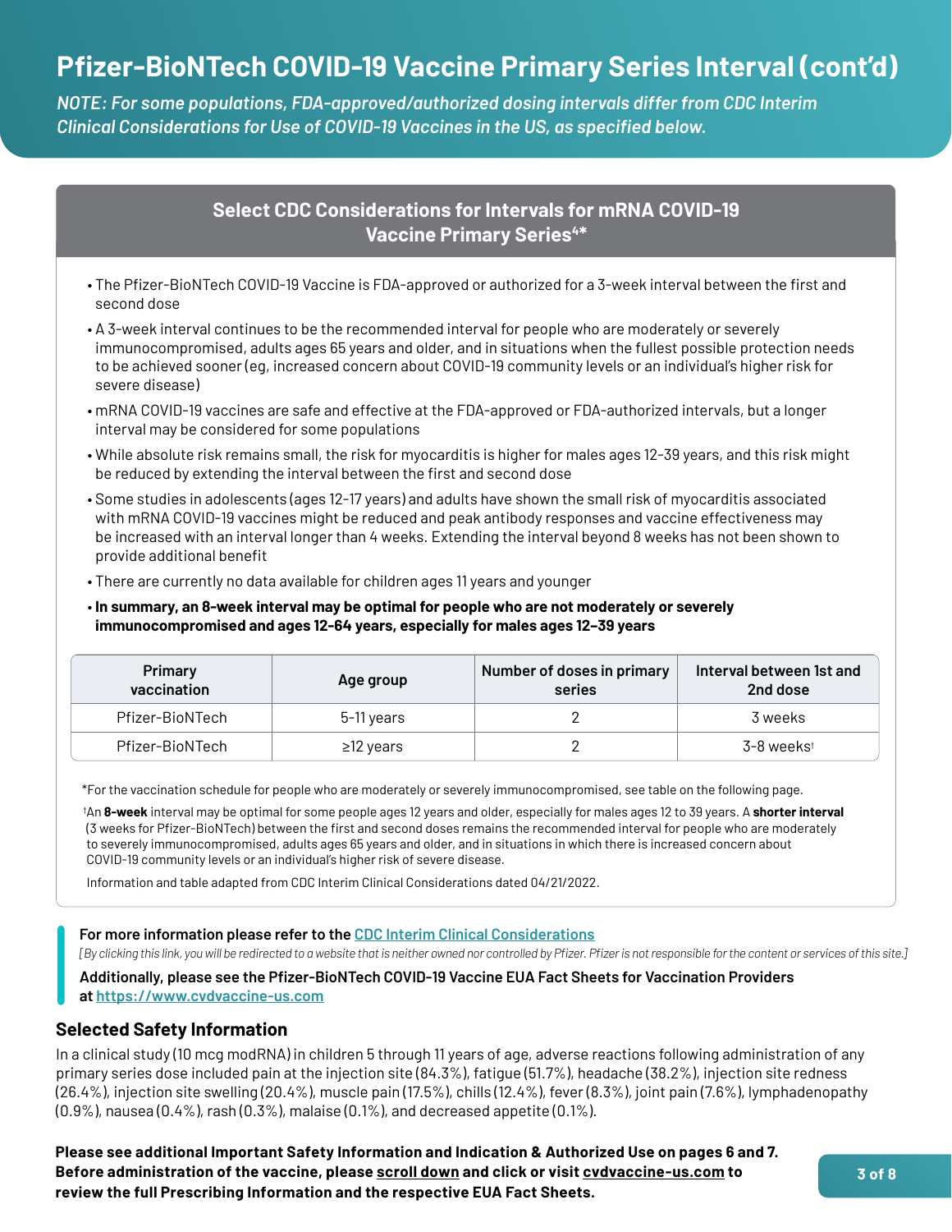# Pfizer-BioNTech COVID-19 Vaccine Primary Series Interval (cont'd)

*NOTE: For some populations, FDA-approved/authorized dosing intervals differ from CDC Interim Clinical Considerations for Use of COVID-19 Vaccines in the US, as specified below.*

## Select CDC Considerations for Intervals for mRNA COVID-19 Vaccine Primary Series[4]*

- The Pfizer-BioNTech COVID-19 Vaccine is FDA-approved or authorized for a 3-week interval between the first and second dose
- A 3-week interval continues to be the recommended interval for people who are moderately or severely immunocompromised, adults ages 65 years and older, and in situations when the fullest possible protection needs to be achieved sooner (eg, increased concern about COVID-19 community levels or an individual's higher risk for severe disease)
- mRNA COVID-19 vaccines are safe and effective at the FDA-approved or FDA-authorized intervals, but a longer interval may be considered for some populations
- While absolute risk remains small, the risk for myocarditis is higher for males ages 12-39 years, and this risk might be reduced by extending the interval between the first and second dose
- Some studies in adolescents (ages 12-17 years) and adults have shown the small risk of myocarditis associated with mRNA COVID-19 vaccines might be reduced and peak antibody responses and vaccine effectiveness may be increased with an interval longer than 4 weeks. Extending the interval beyond 8 weeks has not been shown to provide additional benefit
- There are currently no data available for children ages 11 years and younger
- **In summary, an 8-week interval may be optimal for people who are not moderately or severely immunocompromised and ages 12-64 years, especially for males ages 12–39 years**

| Primary vaccination | Age group | Number of doses in primary series | Interval between 1st and 2nd dose |
|---|---|---|---|
| Pfizer-BioNTech | 5-11 years | 2 | 3 weeks |
| Pfizer-BioNTech | ≥12 years | 2 | 3-8 weeks[†] |

*For the vaccination schedule for people who are moderately or severely immunocompromised, see table on the following page.

[†]An **8-week** interval may be optimal for some people ages 12 years and older, especially for males ages 12 to 39 years. A **shorter interval** (3 weeks for Pfizer-BioNTech) between the first and second doses remains the recommended interval for people who are moderately to severely immunocompromised, adults ages 65 years and older, and in situations in which there is increased concern about COVID-19 community levels or an individual's higher risk of severe disease.

Information and table adapted from CDC Interim Clinical Considerations dated 04/21/2022.

**For more information please refer to the CDC Interim Clinical Considerations**

*[By clicking this link, you will be redirected to a website that is neither owned nor controlled by Pfizer. Pfizer is not responsible for the content or services of this site.]*

**Additionally, please see the Pfizer-BioNTech COVID-19 Vaccine EUA Fact Sheets for Vaccination Providers at https://www.cvdvaccine-us.com**

## Selected Safety Information

In a clinical study (10 mcg modRNA) in children 5 through 11 years of age, adverse reactions following administration of any primary series dose included pain at the injection site (84.3%), fatigue (51.7%), headache (38.2%), injection site redness (26.4%), injection site swelling (20.4%), muscle pain (17.5%), chills (12.4%), fever (8.3%), joint pain (7.6%), lymphadenopathy (0.9%), nausea (0.4%), rash (0.3%), malaise (0.1%), and decreased appetite (0.1%).

**Please see additional Important Safety Information and Indication & Authorized Use on pages 6 and 7. Before administration of the vaccine, please scroll down and click or visit cvdvaccine-us.com to review the full Prescribing Information and the respective EUA Fact Sheets.**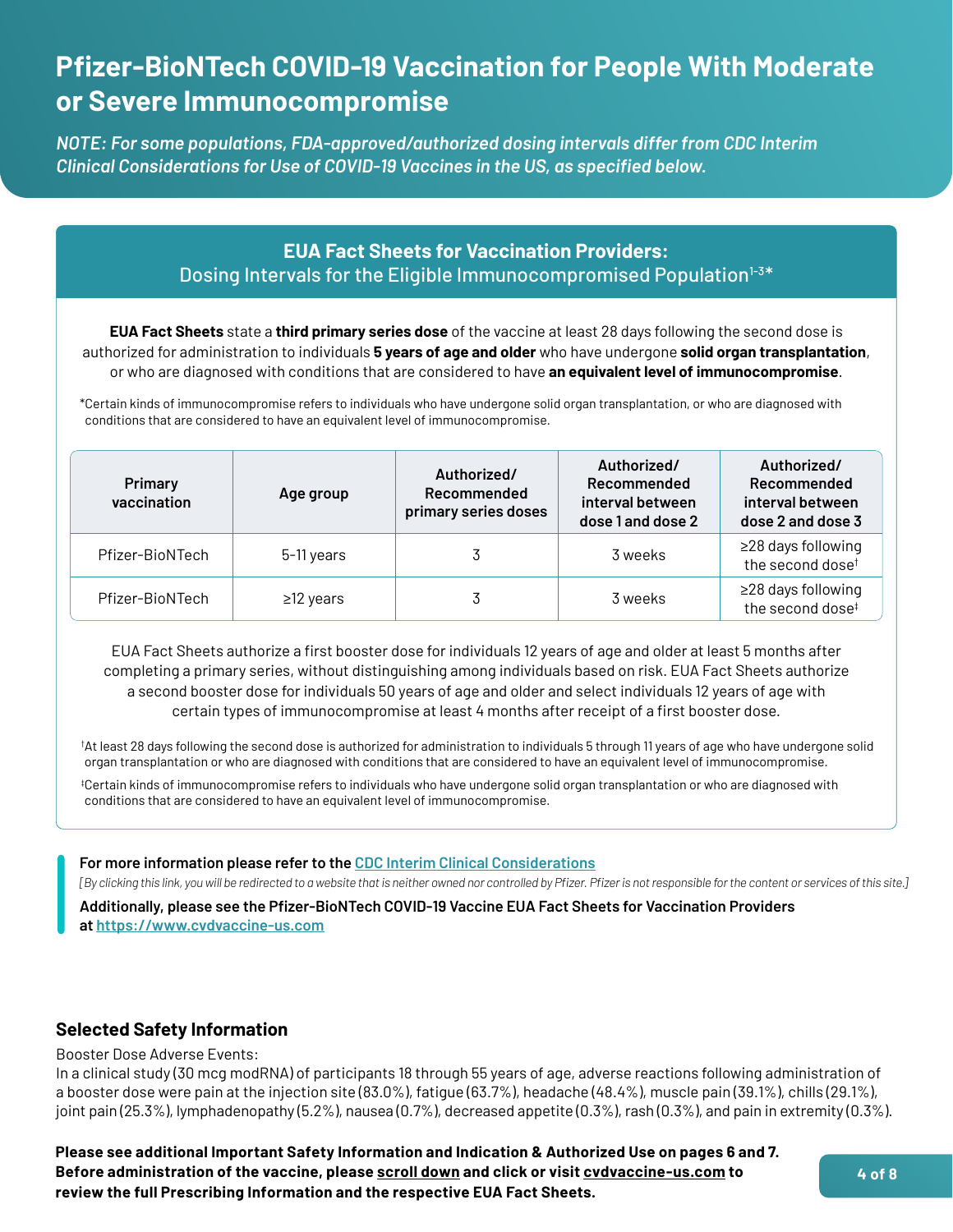# Pfizer-BioNTech COVID-19 Vaccination for People With Moderate or Severe Immunocompromise

***NOTE: For some populations, FDA-approved/authorized dosing intervals differ from CDC Interim Clinical Considerations for Use of COVID-19 Vaccines in the US, as specified below.***

## EUA Fact Sheets for Vaccination Providers:

Dosing Intervals for the Eligible Immunocompromised Population[1-3]*

**EUA Fact Sheets** state a **third primary series dose** of the vaccine at least 28 days following the second dose is authorized for administration to individuals **5 years of age and older** who have undergone **solid organ transplantation**, or who are diagnosed with conditions that are considered to have **an equivalent level of immunocompromise**.

*Certain kinds of immunocompromise refers to individuals who have undergone solid organ transplantation, or who are diagnosed with conditions that are considered to have an equivalent level of immunocompromise.

| Primary vaccination | Age group | Authorized/ Recommended primary series doses | Authorized/ Recommended interval between dose 1 and dose 2 | Authorized/ Recommended interval between dose 2 and dose 3 |
|---|---|---|---|---|
| Pfizer-BioNTech | 5-11 years | 3 | 3 weeks | ≥28 days following the second dose† |
| Pfizer-BioNTech | ≥12 years | 3 | 3 weeks | ≥28 days following the second dose‡ |

EUA Fact Sheets authorize a first booster dose for individuals 12 years of age and older at least 5 months after completing a primary series, without distinguishing among individuals based on risk. EUA Fact Sheets authorize a second booster dose for individuals 50 years of age and older and select individuals 12 years of age with certain types of immunocompromise at least 4 months after receipt of a first booster dose.

†At least 28 days following the second dose is authorized for administration to individuals 5 through 11 years of age who have undergone solid organ transplantation or who are diagnosed with conditions that are considered to have an equivalent level of immunocompromise.

‡Certain kinds of immunocompromise refers to individuals who have undergone solid organ transplantation or who are diagnosed with conditions that are considered to have an equivalent level of immunocompromise.

**For more information please refer to the CDC Interim Clinical Considerations**

*[By clicking this link, you will be redirected to a website that is neither owned nor controlled by Pfizer. Pfizer is not responsible for the content or services of this site.]*

**Additionally, please see the Pfizer-BioNTech COVID-19 Vaccine EUA Fact Sheets for Vaccination Providers at https://www.cvdvaccine-us.com**

## Selected Safety Information

Booster Dose Adverse Events:

In a clinical study (30 mcg modRNA) of participants 18 through 55 years of age, adverse reactions following administration of a booster dose were pain at the injection site (83.0%), fatigue (63.7%), headache (48.4%), muscle pain (39.1%), chills (29.1%), joint pain (25.3%), lymphadenopathy (5.2%), nausea (0.7%), decreased appetite (0.3%), rash (0.3%), and pain in extremity (0.3%).

**Please see additional Important Safety Information and Indication & Authorized Use on pages 6 and 7. Before administration of the vaccine, please scroll down and click or visit cvdvaccine-us.com to review the full Prescribing Information and the respective EUA Fact Sheets.**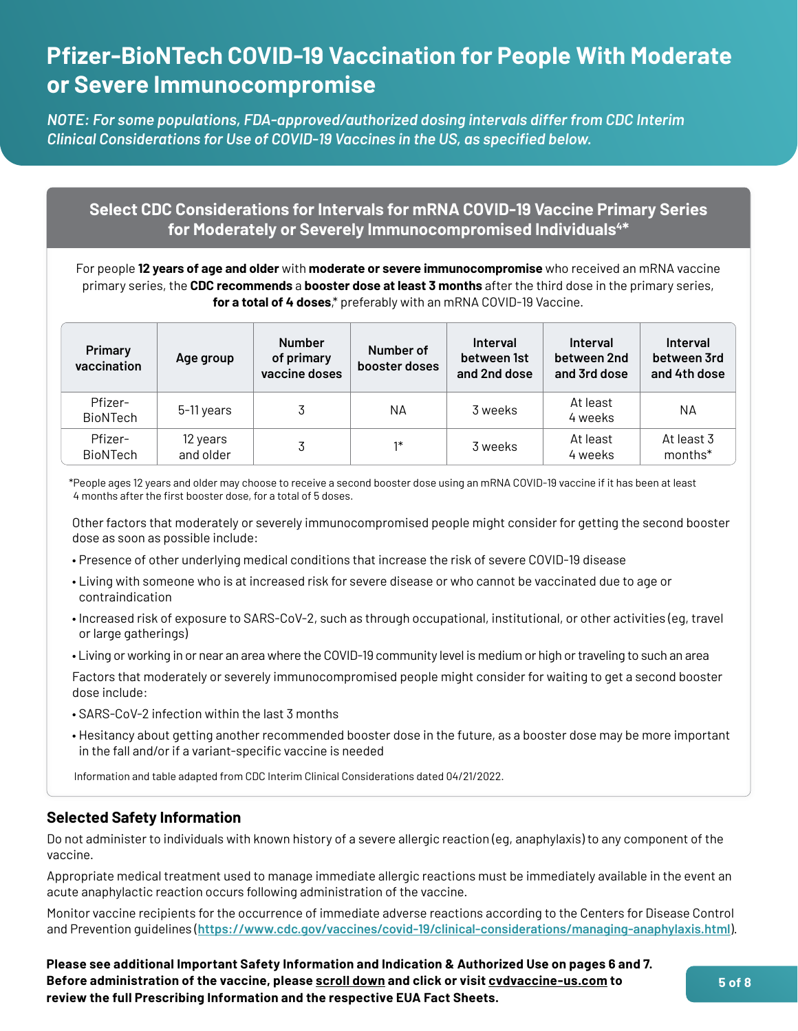# Pfizer-BioNTech COVID-19 Vaccination for People With Moderate or Severe Immunocompromise

*NOTE: For some populations, FDA-approved/authorized dosing intervals differ from CDC Interim Clinical Considerations for Use of COVID-19 Vaccines in the US, as specified below.*

## Select CDC Considerations for Intervals for mRNA COVID-19 Vaccine Primary Series for Moderately or Severely Immunocompromised Individuals[4*]

For people **12 years of age and older** with **moderate or severe immunocompromise** who received an mRNA vaccine primary series, the **CDC recommends** a **booster dose at least 3 months** after the third dose in the primary series, **for a total of 4 doses**,* preferably with an mRNA COVID-19 Vaccine.

| Primary vaccination | Age group | Number of primary vaccine doses | Number of booster doses | Interval between 1st and 2nd dose | Interval between 2nd and 3rd dose | Interval between 3rd and 4th dose |
|---|---|---|---|---|---|---|
| Pfizer-BioNTech | 5-11 years | 3 | NA | 3 weeks | At least 4 weeks | NA |
| Pfizer-BioNTech | 12 years and older | 3 | 1* | 3 weeks | At least 4 weeks | At least 3 months* |

*People ages 12 years and older may choose to receive a second booster dose using an mRNA COVID-19 vaccine if it has been at least 4 months after the first booster dose, for a total of 5 doses.

Other factors that moderately or severely immunocompromised people might consider for getting the second booster dose as soon as possible include:

- Presence of other underlying medical conditions that increase the risk of severe COVID-19 disease
- Living with someone who is at increased risk for severe disease or who cannot be vaccinated due to age or contraindication
- Increased risk of exposure to SARS-CoV-2, such as through occupational, institutional, or other activities (eg, travel or large gatherings)
- Living or working in or near an area where the COVID-19 community level is medium or high or traveling to such an area

Factors that moderately or severely immunocompromised people might consider for waiting to get a second booster dose include:

- SARS-CoV-2 infection within the last 3 months
- Hesitancy about getting another recommended booster dose in the future, as a booster dose may be more important in the fall and/or if a variant-specific vaccine is needed

Information and table adapted from CDC Interim Clinical Considerations dated 04/21/2022.

## Selected Safety Information

Do not administer to individuals with known history of a severe allergic reaction (eg, anaphylaxis) to any component of the vaccine.

Appropriate medical treatment used to manage immediate allergic reactions must be immediately available in the event an acute anaphylactic reaction occurs following administration of the vaccine.

Monitor vaccine recipients for the occurrence of immediate adverse reactions according to the Centers for Disease Control and Prevention guidelines (https://www.cdc.gov/vaccines/covid-19/clinical-considerations/managing-anaphylaxis.html).

**Please see additional Important Safety Information and Indication & Authorized Use on pages 6 and 7. Before administration of the vaccine, please scroll down and click or visit cvdvaccine-us.com to review the full Prescribing Information and the respective EUA Fact Sheets.**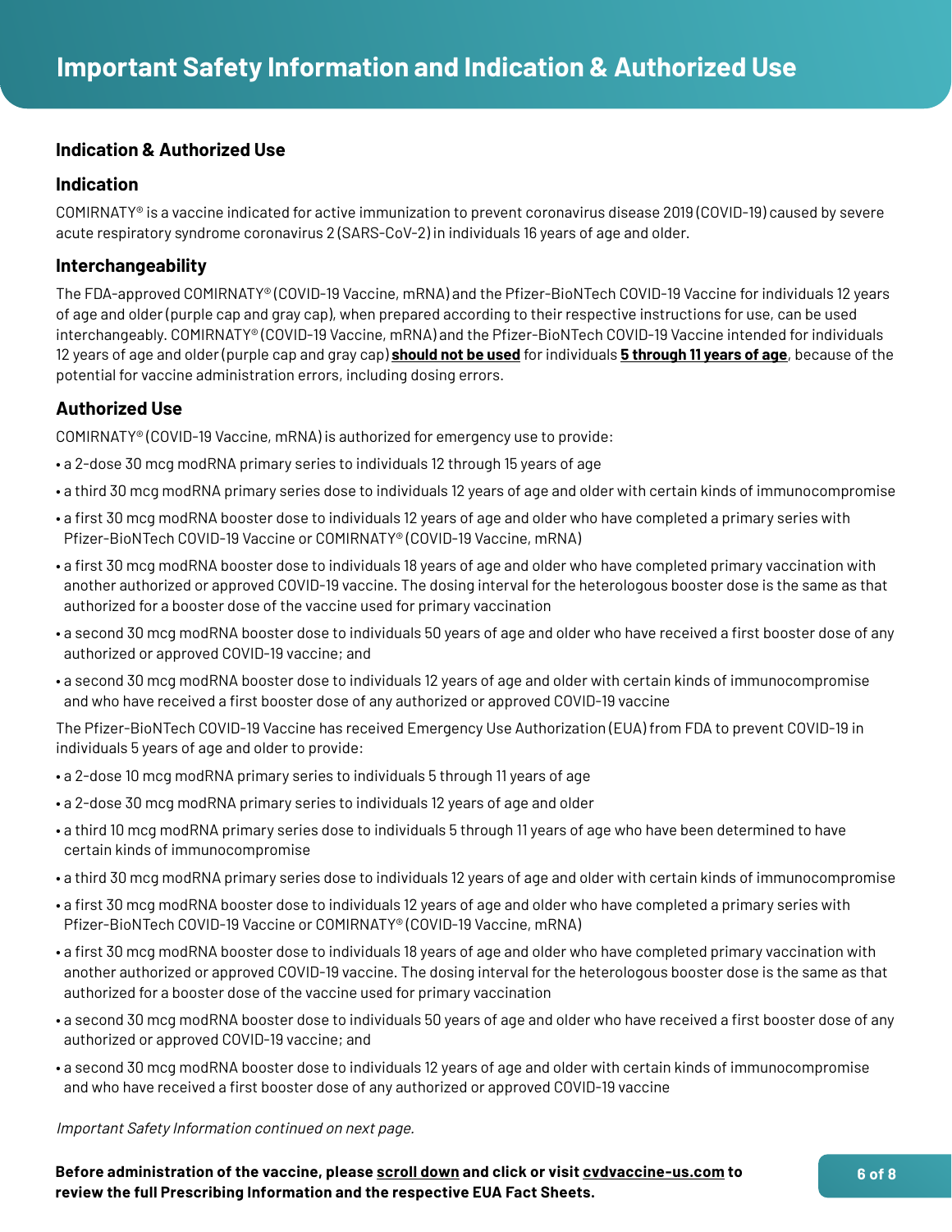# Important Safety Information and Indication & Authorized Use

## Indication & Authorized Use

### Indication

COMIRNATY® is a vaccine indicated for active immunization to prevent coronavirus disease 2019 (COVID-19) caused by severe acute respiratory syndrome coronavirus 2 (SARS-CoV-2) in individuals 16 years of age and older.

### Interchangeability

The FDA-approved COMIRNATY® (COVID-19 Vaccine, mRNA) and the Pfizer-BioNTech COVID-19 Vaccine for individuals 12 years of age and older (purple cap and gray cap), when prepared according to their respective instructions for use, can be used interchangeably. COMIRNATY® (COVID-19 Vaccine, mRNA) and the Pfizer-BioNTech COVID-19 Vaccine intended for individuals 12 years of age and older (purple cap and gray cap) **should not be used** for individuals **5 through 11 years of age**, because of the potential for vaccine administration errors, including dosing errors.

### Authorized Use

COMIRNATY® (COVID-19 Vaccine, mRNA) is authorized for emergency use to provide:

- a 2-dose 30 mcg modRNA primary series to individuals 12 through 15 years of age
- a third 30 mcg modRNA primary series dose to individuals 12 years of age and older with certain kinds of immunocompromise
- a first 30 mcg modRNA booster dose to individuals 12 years of age and older who have completed a primary series with Pfizer-BioNTech COVID-19 Vaccine or COMIRNATY® (COVID-19 Vaccine, mRNA)
- a first 30 mcg modRNA booster dose to individuals 18 years of age and older who have completed primary vaccination with another authorized or approved COVID-19 vaccine. The dosing interval for the heterologous booster dose is the same as that authorized for a booster dose of the vaccine used for primary vaccination
- a second 30 mcg modRNA booster dose to individuals 50 years of age and older who have received a first booster dose of any authorized or approved COVID-19 vaccine; and
- a second 30 mcg modRNA booster dose to individuals 12 years of age and older with certain kinds of immunocompromise and who have received a first booster dose of any authorized or approved COVID-19 vaccine

The Pfizer-BioNTech COVID-19 Vaccine has received Emergency Use Authorization (EUA) from FDA to prevent COVID-19 in individuals 5 years of age and older to provide:

- a 2-dose 10 mcg modRNA primary series to individuals 5 through 11 years of age
- a 2-dose 30 mcg modRNA primary series to individuals 12 years of age and older
- a third 10 mcg modRNA primary series dose to individuals 5 through 11 years of age who have been determined to have certain kinds of immunocompromise
- a third 30 mcg modRNA primary series dose to individuals 12 years of age and older with certain kinds of immunocompromise
- a first 30 mcg modRNA booster dose to individuals 12 years of age and older who have completed a primary series with Pfizer-BioNTech COVID-19 Vaccine or COMIRNATY® (COVID-19 Vaccine, mRNA)
- a first 30 mcg modRNA booster dose to individuals 18 years of age and older who have completed primary vaccination with another authorized or approved COVID-19 vaccine. The dosing interval for the heterologous booster dose is the same as that authorized for a booster dose of the vaccine used for primary vaccination
- a second 30 mcg modRNA booster dose to individuals 50 years of age and older who have received a first booster dose of any authorized or approved COVID-19 vaccine; and
- a second 30 mcg modRNA booster dose to individuals 12 years of age and older with certain kinds of immunocompromise and who have received a first booster dose of any authorized or approved COVID-19 vaccine

*Important Safety Information continued on next page.*

**Before administration of the vaccine, please scroll down and click or visit cvdvaccine-us.com to review the full Prescribing Information and the respective EUA Fact Sheets.**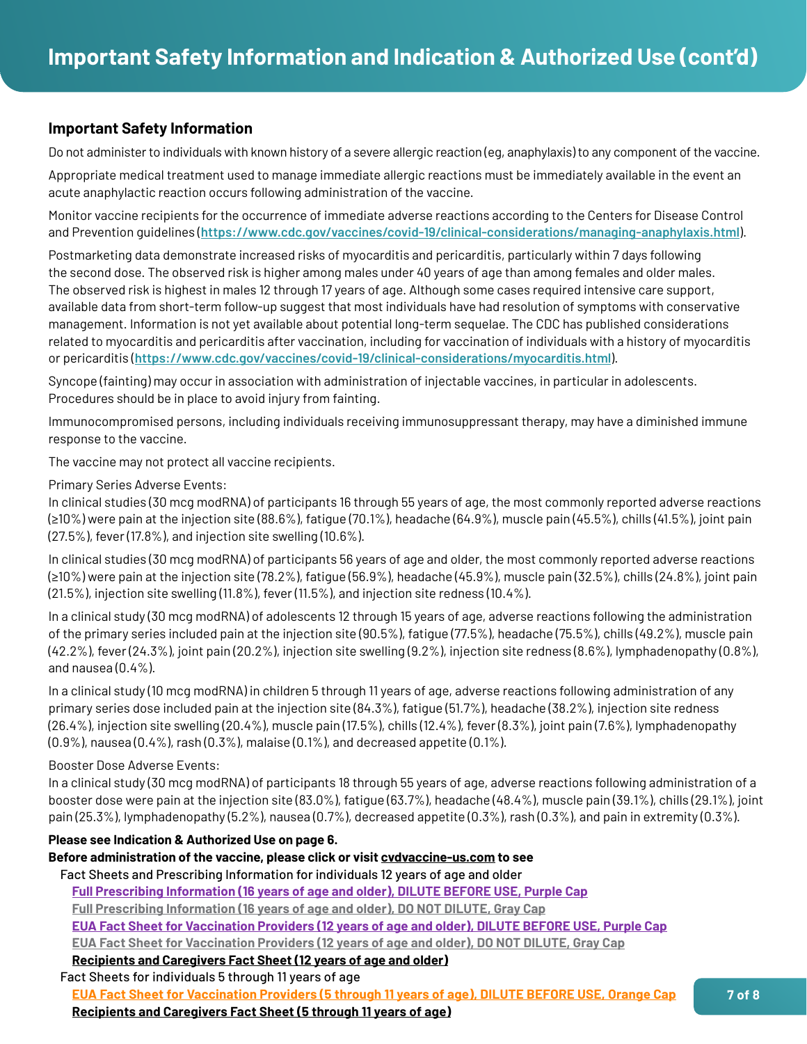# Important Safety Information and Indication & Authorized Use (cont'd)

## Important Safety Information

Do not administer to individuals with known history of a severe allergic reaction (eg, anaphylaxis) to any component of the vaccine.

Appropriate medical treatment used to manage immediate allergic reactions must be immediately available in the event an acute anaphylactic reaction occurs following administration of the vaccine.

Monitor vaccine recipients for the occurrence of immediate adverse reactions according to the Centers for Disease Control and Prevention guidelines (**https://www.cdc.gov/vaccines/covid-19/clinical-considerations/managing-anaphylaxis.html**).

Postmarketing data demonstrate increased risks of myocarditis and pericarditis, particularly within 7 days following the second dose. The observed risk is higher among males under 40 years of age than among females and older males. The observed risk is highest in males 12 through 17 years of age. Although some cases required intensive care support, available data from short-term follow-up suggest that most individuals have had resolution of symptoms with conservative management. Information is not yet available about potential long-term sequelae. The CDC has published considerations related to myocarditis and pericarditis after vaccination, including for vaccination of individuals with a history of myocarditis or pericarditis (**https://www.cdc.gov/vaccines/covid-19/clinical-considerations/myocarditis.html**).

Syncope (fainting) may occur in association with administration of injectable vaccines, in particular in adolescents. Procedures should be in place to avoid injury from fainting.

Immunocompromised persons, including individuals receiving immunosuppressant therapy, may have a diminished immune response to the vaccine.

The vaccine may not protect all vaccine recipients.

Primary Series Adverse Events:
In clinical studies (30 mcg modRNA) of participants 16 through 55 years of age, the most commonly reported adverse reactions (≥10%) were pain at the injection site (88.6%), fatigue (70.1%), headache (64.9%), muscle pain (45.5%), chills (41.5%), joint pain (27.5%), fever (17.8%), and injection site swelling (10.6%).

In clinical studies (30 mcg modRNA) of participants 56 years of age and older, the most commonly reported adverse reactions (≥10%) were pain at the injection site (78.2%), fatigue (56.9%), headache (45.9%), muscle pain (32.5%), chills (24.8%), joint pain (21.5%), injection site swelling (11.8%), fever (11.5%), and injection site redness (10.4%).

In a clinical study (30 mcg modRNA) of adolescents 12 through 15 years of age, adverse reactions following the administration of the primary series included pain at the injection site (90.5%), fatigue (77.5%), headache (75.5%), chills (49.2%), muscle pain (42.2%), fever (24.3%), joint pain (20.2%), injection site swelling (9.2%), injection site redness (8.6%), lymphadenopathy (0.8%), and nausea (0.4%).

In a clinical study (10 mcg modRNA) in children 5 through 11 years of age, adverse reactions following administration of any primary series dose included pain at the injection site (84.3%), fatigue (51.7%), headache (38.2%), injection site redness (26.4%), injection site swelling (20.4%), muscle pain (17.5%), chills (12.4%), fever (8.3%), joint pain (7.6%), lymphadenopathy (0.9%), nausea (0.4%), rash (0.3%), malaise (0.1%), and decreased appetite (0.1%).

Booster Dose Adverse Events:
In a clinical study (30 mcg modRNA) of participants 18 through 55 years of age, adverse reactions following administration of a booster dose were pain at the injection site (83.0%), fatigue (63.7%), headache (48.4%), muscle pain (39.1%), chills (29.1%), joint pain (25.3%), lymphadenopathy (5.2%), nausea (0.7%), decreased appetite (0.3%), rash (0.3%), and pain in extremity (0.3%).

**Please see Indication & Authorized Use on page 6.**

**Before administration of the vaccine, please click or visit cvdvaccine-us.com to see**

- Fact Sheets and Prescribing Information for individuals 12 years of age and older
  - **Full Prescribing Information (16 years of age and older), DILUTE BEFORE USE, Purple Cap**
  - **Full Prescribing Information (16 years of age and older), DO NOT DILUTE, Gray Cap**
  - **EUA Fact Sheet for Vaccination Providers (12 years of age and older), DILUTE BEFORE USE, Purple Cap**
  - **EUA Fact Sheet for Vaccination Providers (12 years of age and older), DO NOT DILUTE, Gray Cap**
  - **Recipients and Caregivers Fact Sheet (12 years of age and older)**
- Fact Sheets for individuals 5 through 11 years of age
  - **EUA Fact Sheet for Vaccination Providers (5 through 11 years of age), DILUTE BEFORE USE, Orange Cap**
  - **Recipients and Caregivers Fact Sheet (5 through 11 years of age)**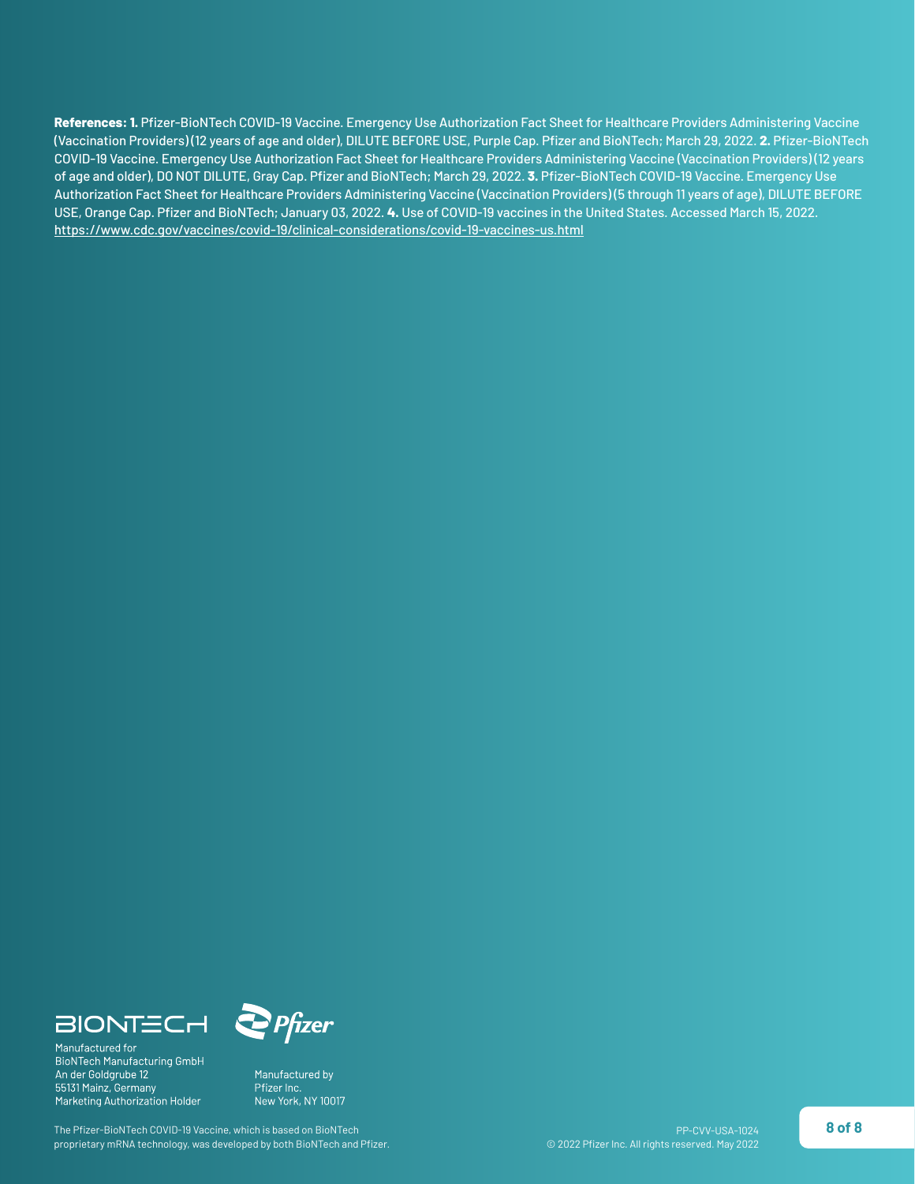**References: 1.** Pfizer-BioNTech COVID-19 Vaccine. Emergency Use Authorization Fact Sheet for Healthcare Providers Administering Vaccine (Vaccination Providers) (12 years of age and older), DILUTE BEFORE USE, Purple Cap. Pfizer and BioNTech; March 29, 2022. **2.** Pfizer-BioNTech COVID-19 Vaccine. Emergency Use Authorization Fact Sheet for Healthcare Providers Administering Vaccine (Vaccination Providers) (12 years of age and older), DO NOT DILUTE, Gray Cap. Pfizer and BioNTech; March 29, 2022. **3.** Pfizer-BioNTech COVID-19 Vaccine. Emergency Use Authorization Fact Sheet for Healthcare Providers Administering Vaccine (Vaccination Providers) (5 through 11 years of age), DILUTE BEFORE USE, Orange Cap. Pfizer and BioNTech; January 03, 2022. **4.** Use of COVID-19 vaccines in the United States. Accessed March 15, 2022. https://www.cdc.gov/vaccines/covid-19/clinical-considerations/covid-19-vaccines-us.html

BIONTECH

Manufactured for
BioNTech Manufacturing GmbH
An der Goldgrube 12
55131 Mainz, Germany
Marketing Authorization Holder

Pfizer

Manufactured by
Pfizer Inc.
New York, NY 10017

The Pfizer-BioNTech COVID-19 Vaccine, which is based on BioNTech proprietary mRNA technology, was developed by both BioNTech and Pfizer.

PP-CVV-USA-1024
© 2022 Pfizer Inc. All rights reserved. May 2022